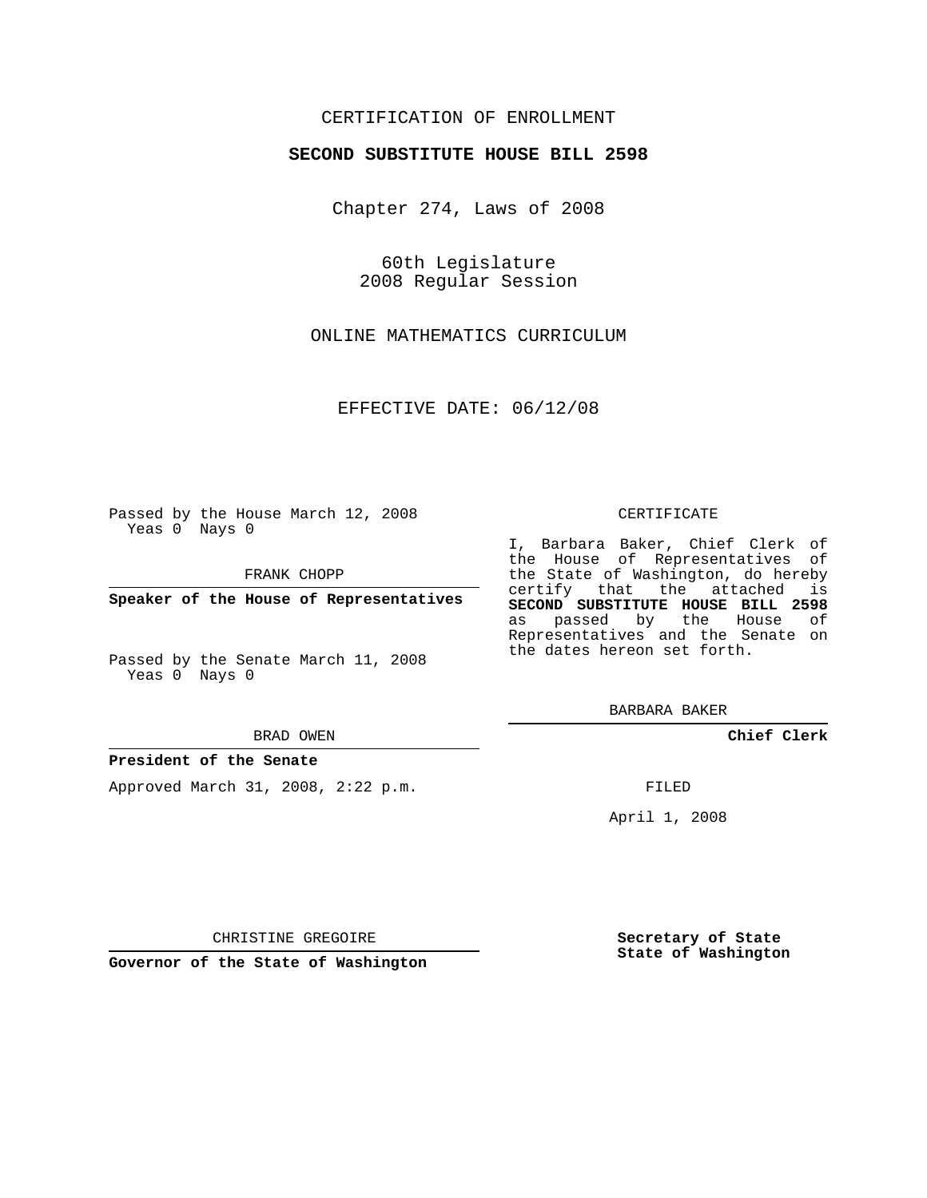CERTIFICATION OF ENROLLMENT

**SECOND SUBSTITUTE HOUSE BILL 2598**

Chapter 274, Laws of 2008

60th Legislature
2008 Regular Session

ONLINE MATHEMATICS CURRICULUM

EFFECTIVE DATE: 06/12/08

Passed by the House March 12, 2008
Yeas 0 Nays 0

FRANK CHOPP

**Speaker of the House of Representatives**

Passed by the Senate March 11, 2008
Yeas 0 Nays 0

BRAD OWEN

**President of the Senate**

Approved March 31, 2008, 2:22 p.m.

CHRISTINE GREGOIRE

**Governor of the State of Washington**

CERTIFICATE

I, Barbara Baker, Chief Clerk of the House of Representatives of the State of Washington, do hereby certify that the attached is **SECOND SUBSTITUTE HOUSE BILL 2598** as passed by the House of Representatives and the Senate on the dates hereon set forth.

BARBARA BAKER

**Chief Clerk**

FILED

April 1, 2008

**Secretary of State**
**State of Washington**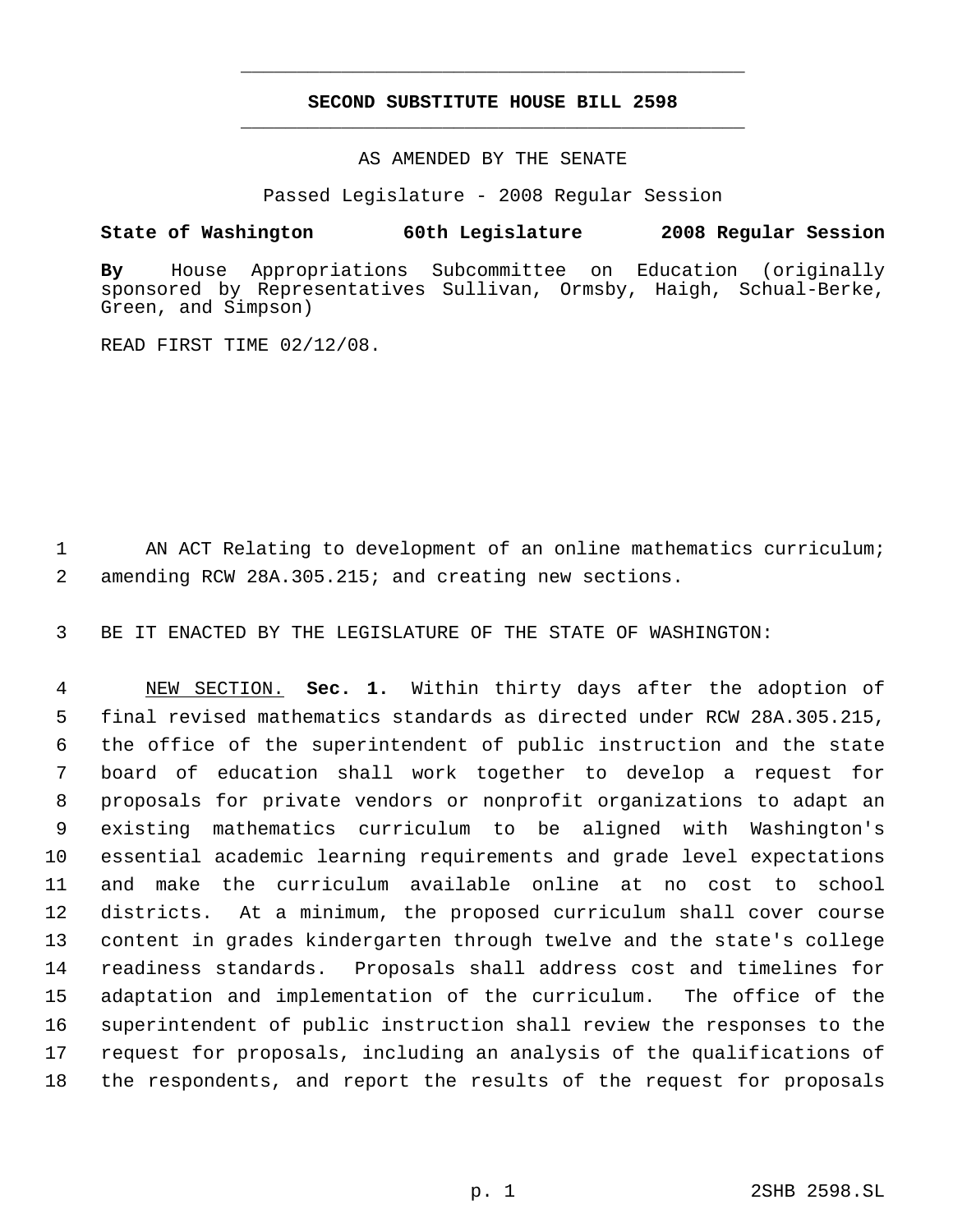# SECOND SUBSTITUTE HOUSE BILL 2598

AS AMENDED BY THE SENATE

Passed Legislature - 2008 Regular Session

**State of Washington 60th Legislature 2008 Regular Session**

**By** House Appropriations Subcommittee on Education (originally sponsored by Representatives Sullivan, Ormsby, Haigh, Schual-Berke, Green, and Simpson)

READ FIRST TIME 02/12/08.

AN ACT Relating to development of an online mathematics curriculum; amending RCW 28A.305.215; and creating new sections.

BE IT ENACTED BY THE LEGISLATURE OF THE STATE OF WASHINGTON:

NEW SECTION. **Sec. 1.** Within thirty days after the adoption of final revised mathematics standards as directed under RCW 28A.305.215, the office of the superintendent of public instruction and the state board of education shall work together to develop a request for proposals for private vendors or nonprofit organizations to adapt an existing mathematics curriculum to be aligned with Washington's essential academic learning requirements and grade level expectations and make the curriculum available online at no cost to school districts. At a minimum, the proposed curriculum shall cover course content in grades kindergarten through twelve and the state's college readiness standards. Proposals shall address cost and timelines for adaptation and implementation of the curriculum. The office of the superintendent of public instruction shall review the responses to the request for proposals, including an analysis of the qualifications of the respondents, and report the results of the request for proposals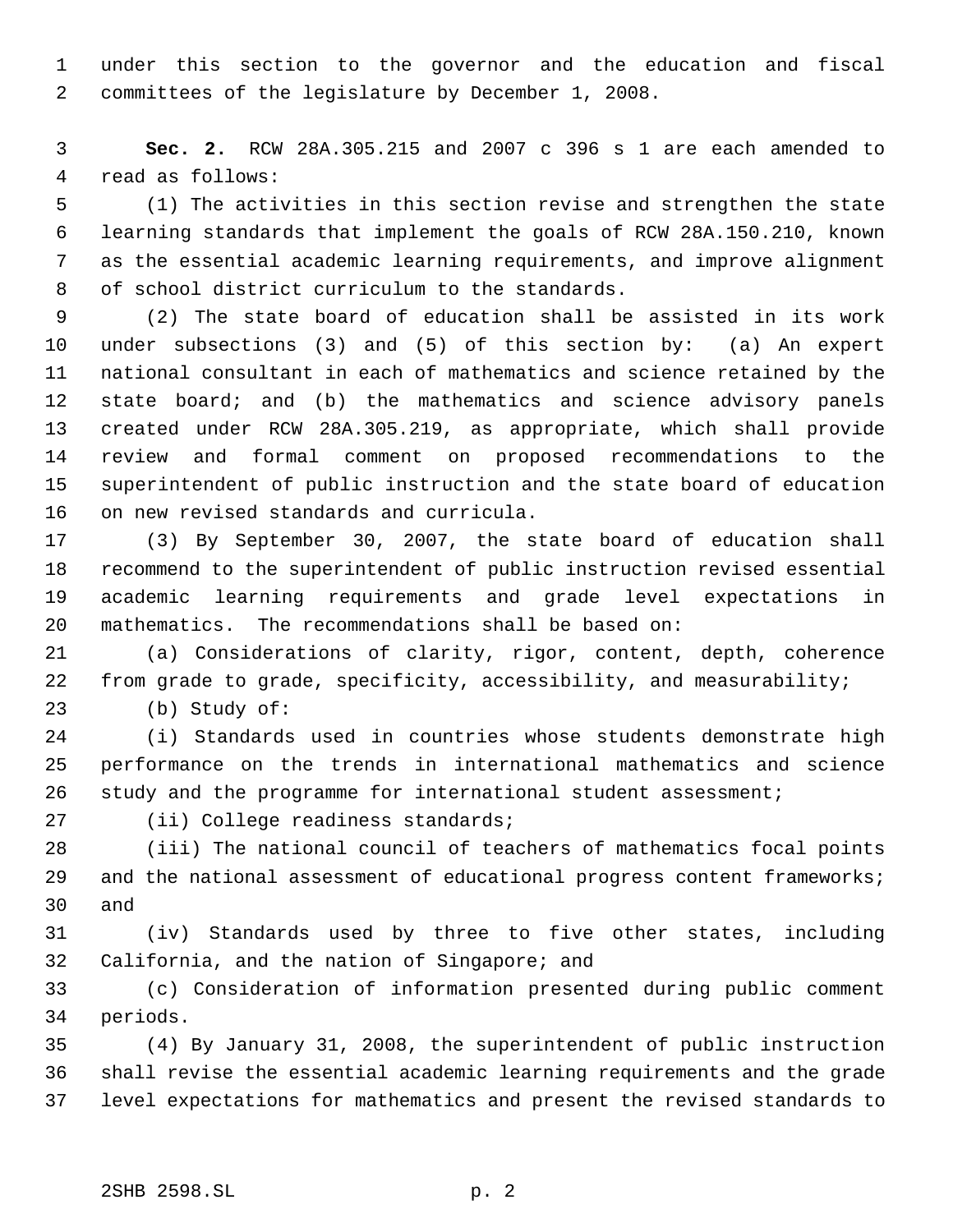under this section to the governor and the education and fiscal committees of the legislature by December 1, 2008.

**Sec. 2.** RCW 28A.305.215 and 2007 c 396 s 1 are each amended to read as follows:

(1) The activities in this section revise and strengthen the state learning standards that implement the goals of RCW 28A.150.210, known as the essential academic learning requirements, and improve alignment of school district curriculum to the standards.

(2) The state board of education shall be assisted in its work under subsections (3) and (5) of this section by: (a) An expert national consultant in each of mathematics and science retained by the state board; and (b) the mathematics and science advisory panels created under RCW 28A.305.219, as appropriate, which shall provide review and formal comment on proposed recommendations to the superintendent of public instruction and the state board of education on new revised standards and curricula.

(3) By September 30, 2007, the state board of education shall recommend to the superintendent of public instruction revised essential academic learning requirements and grade level expectations in mathematics. The recommendations shall be based on:

(a) Considerations of clarity, rigor, content, depth, coherence from grade to grade, specificity, accessibility, and measurability;

(b) Study of:

(i) Standards used in countries whose students demonstrate high performance on the trends in international mathematics and science study and the programme for international student assessment;

(ii) College readiness standards;

(iii) The national council of teachers of mathematics focal points and the national assessment of educational progress content frameworks; and

(iv) Standards used by three to five other states, including California, and the nation of Singapore; and

(c) Consideration of information presented during public comment periods.

(4) By January 31, 2008, the superintendent of public instruction shall revise the essential academic learning requirements and the grade level expectations for mathematics and present the revised standards to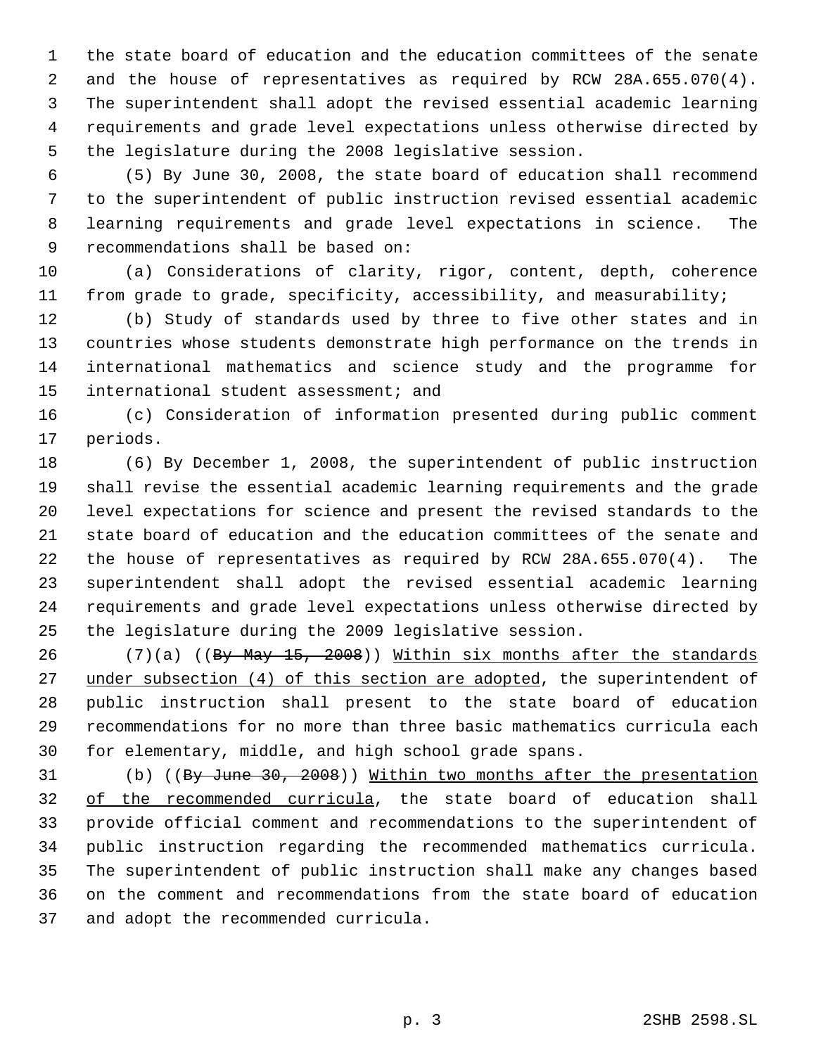the state board of education and the education committees of the senate and the house of representatives as required by RCW 28A.655.070(4). The superintendent shall adopt the revised essential academic learning requirements and grade level expectations unless otherwise directed by the legislature during the 2008 legislative session.

(5) By June 30, 2008, the state board of education shall recommend to the superintendent of public instruction revised essential academic learning requirements and grade level expectations in science. The recommendations shall be based on:

(a) Considerations of clarity, rigor, content, depth, coherence from grade to grade, specificity, accessibility, and measurability;

(b) Study of standards used by three to five other states and in countries whose students demonstrate high performance on the trends in international mathematics and science study and the programme for international student assessment; and

(c) Consideration of information presented during public comment periods.

(6) By December 1, 2008, the superintendent of public instruction shall revise the essential academic learning requirements and the grade level expectations for science and present the revised standards to the state board of education and the education committees of the senate and the house of representatives as required by RCW 28A.655.070(4). The superintendent shall adopt the revised essential academic learning requirements and grade level expectations unless otherwise directed by the legislature during the 2009 legislative session.

(7)(a) ((~~By May 15, 2008~~)) <u>Within six months after the standards under subsection (4) of this section are adopted</u>, the superintendent of public instruction shall present to the state board of education recommendations for no more than three basic mathematics curricula each for elementary, middle, and high school grade spans.

(b) ((~~By June 30, 2008~~)) <u>Within two months after the presentation of the recommended curricula</u>, the state board of education shall provide official comment and recommendations to the superintendent of public instruction regarding the recommended mathematics curricula. The superintendent of public instruction shall make any changes based on the comment and recommendations from the state board of education and adopt the recommended curricula.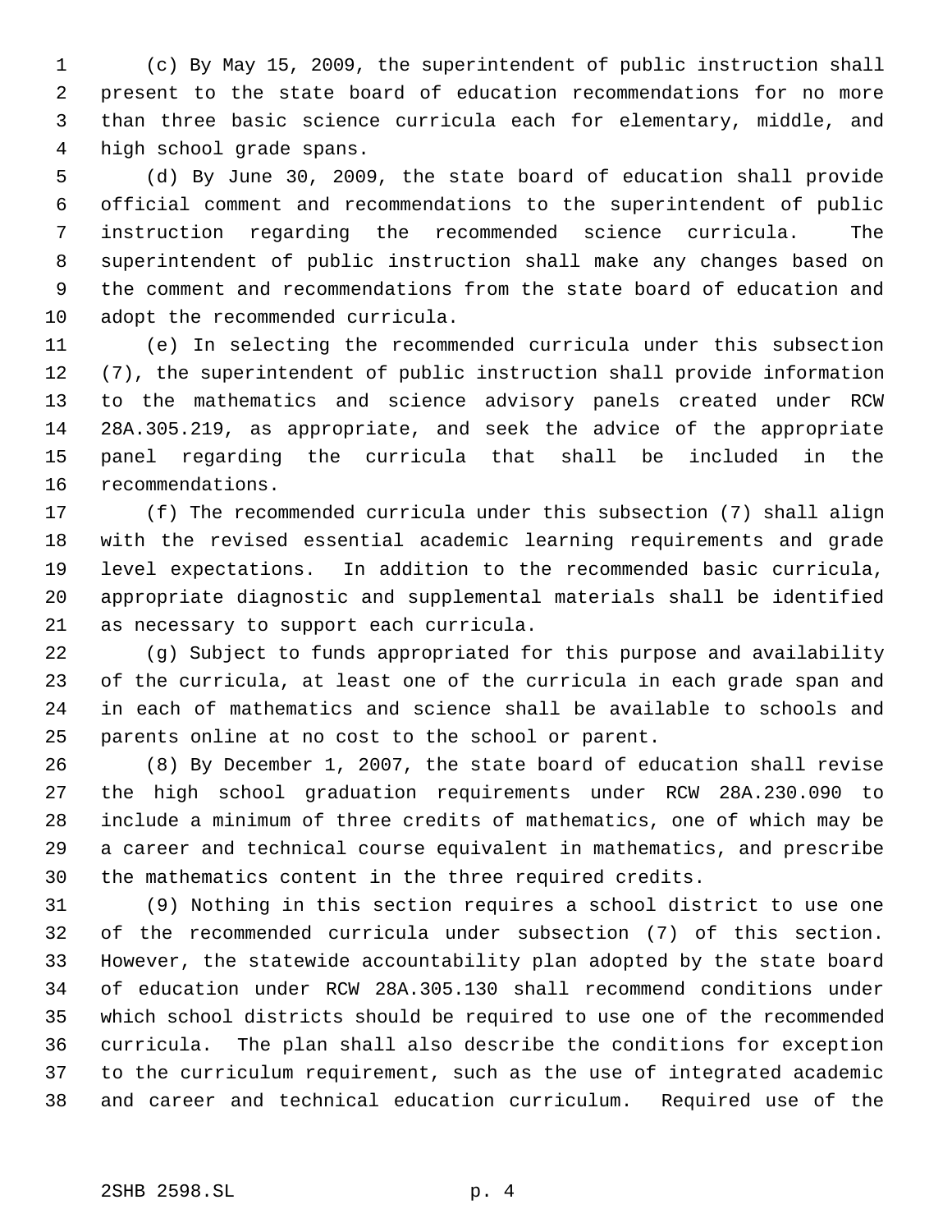(c) By May 15, 2009, the superintendent of public instruction shall present to the state board of education recommendations for no more than three basic science curricula each for elementary, middle, and high school grade spans.

(d) By June 30, 2009, the state board of education shall provide official comment and recommendations to the superintendent of public instruction regarding the recommended science curricula. The superintendent of public instruction shall make any changes based on the comment and recommendations from the state board of education and adopt the recommended curricula.

(e) In selecting the recommended curricula under this subsection (7), the superintendent of public instruction shall provide information to the mathematics and science advisory panels created under RCW 28A.305.219, as appropriate, and seek the advice of the appropriate panel regarding the curricula that shall be included in the recommendations.

(f) The recommended curricula under this subsection (7) shall align with the revised essential academic learning requirements and grade level expectations. In addition to the recommended basic curricula, appropriate diagnostic and supplemental materials shall be identified as necessary to support each curricula.

(g) Subject to funds appropriated for this purpose and availability of the curricula, at least one of the curricula in each grade span and in each of mathematics and science shall be available to schools and parents online at no cost to the school or parent.

(8) By December 1, 2007, the state board of education shall revise the high school graduation requirements under RCW 28A.230.090 to include a minimum of three credits of mathematics, one of which may be a career and technical course equivalent in mathematics, and prescribe the mathematics content in the three required credits.

(9) Nothing in this section requires a school district to use one of the recommended curricula under subsection (7) of this section. However, the statewide accountability plan adopted by the state board of education under RCW 28A.305.130 shall recommend conditions under which school districts should be required to use one of the recommended curricula. The plan shall also describe the conditions for exception to the curriculum requirement, such as the use of integrated academic and career and technical education curriculum. Required use of the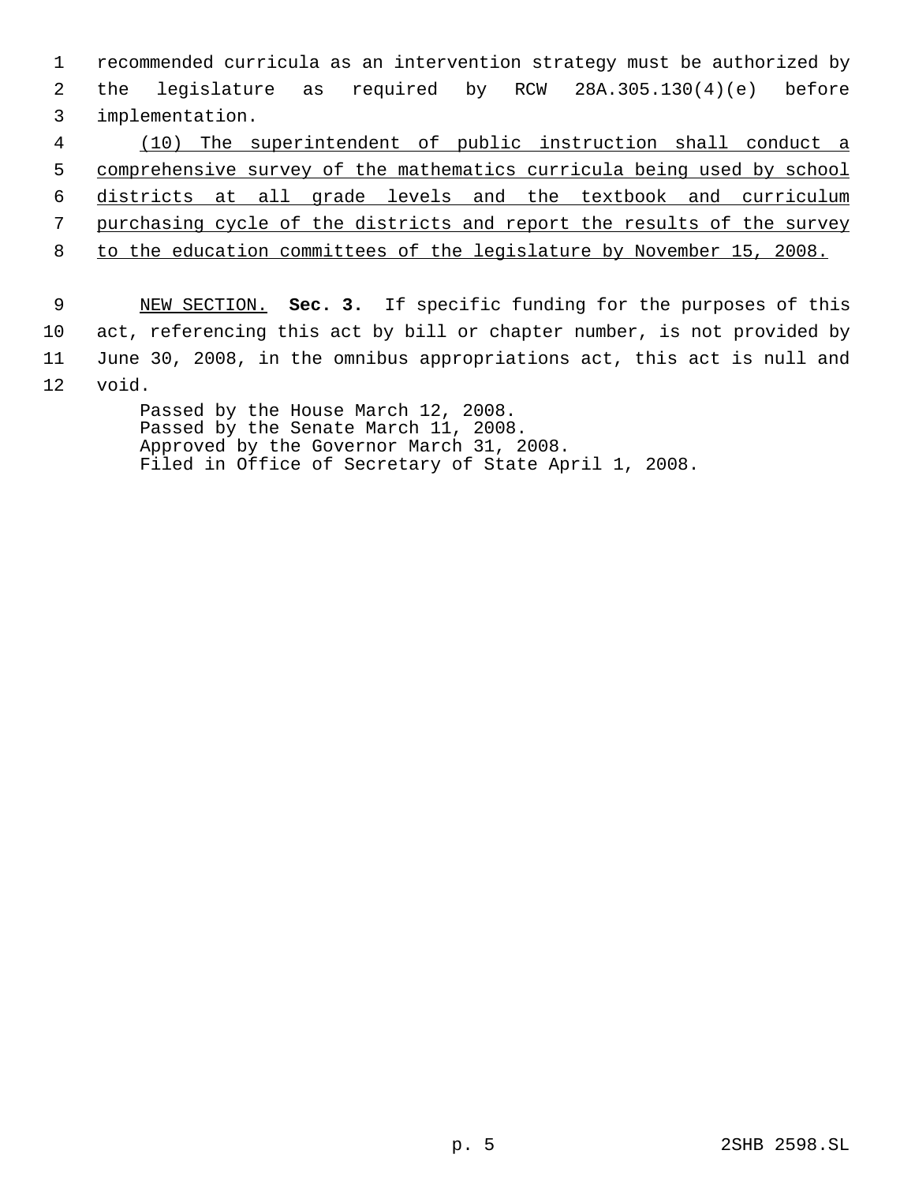recommended curricula as an intervention strategy must be authorized by the legislature as required by RCW 28A.305.130(4)(e) before implementation.

<u>(10) The superintendent of public instruction shall conduct a comprehensive survey of the mathematics curricula being used by school districts at all grade levels and the textbook and curriculum purchasing cycle of the districts and report the results of the survey to the education committees of the legislature by November 15, 2008.</u>

<u>NEW SECTION.</u> **Sec. 3.** If specific funding for the purposes of this act, referencing this act by bill or chapter number, is not provided by June 30, 2008, in the omnibus appropriations act, this act is null and void.

Passed by the House March 12, 2008.
Passed by the Senate March 11, 2008.
Approved by the Governor March 31, 2008.
Filed in Office of Secretary of State April 1, 2008.